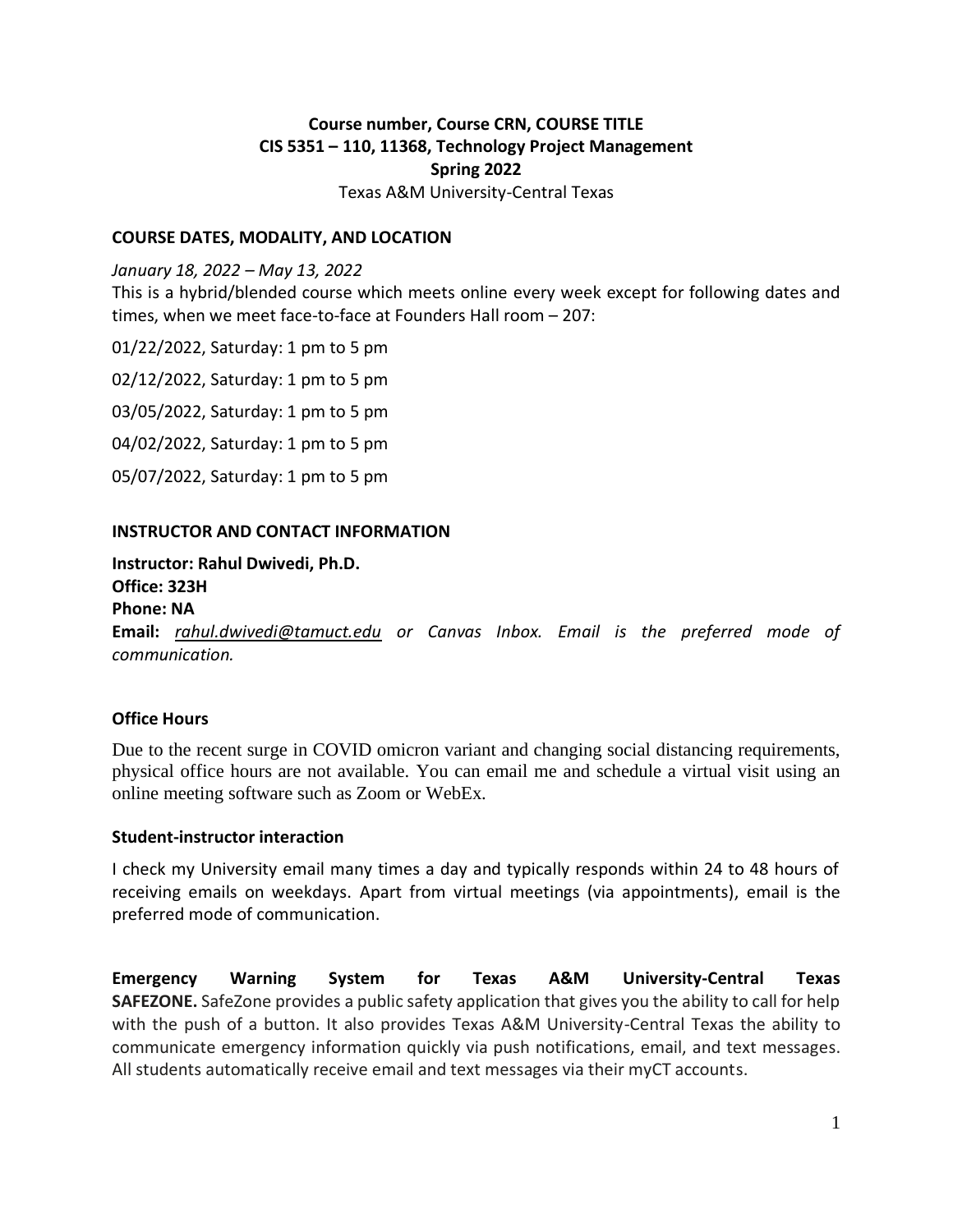**Course number, Course CRN, COURSE TITLE**
**CIS 5351 – 110, 11368, Technology Project Management**
**Spring 2022**
Texas A&M University-Central Texas

## COURSE DATES, MODALITY, AND LOCATION

*January 18, 2022 – May 13, 2022*

This is a hybrid/blended course which meets online every week except for following dates and times, when we meet face-to-face at Founders Hall room – 207:

01/22/2022, Saturday: 1 pm to 5 pm

02/12/2022, Saturday: 1 pm to 5 pm

03/05/2022, Saturday: 1 pm to 5 pm

04/02/2022, Saturday: 1 pm to 5 pm

05/07/2022, Saturday: 1 pm to 5 pm

## INSTRUCTOR AND CONTACT INFORMATION

**Instructor: Rahul Dwivedi, Ph.D.**
**Office: 323H**
**Phone: NA**
**Email:** *rahul.dwivedi@tamuct.edu or Canvas Inbox. Email is the preferred mode of communication.*

### Office Hours

Due to the recent surge in COVID omicron variant and changing social distancing requirements, physical office hours are not available. You can email me and schedule a virtual visit using an online meeting software such as Zoom or WebEx.

### Student-instructor interaction

I check my University email many times a day and typically responds within 24 to 48 hours of receiving emails on weekdays. Apart from virtual meetings (via appointments), email is the preferred mode of communication.

**Emergency Warning System for Texas A&M University-Central Texas**
**SAFEZONE.** SafeZone provides a public safety application that gives you the ability to call for help with the push of a button. It also provides Texas A&M University-Central Texas the ability to communicate emergency information quickly via push notifications, email, and text messages. All students automatically receive email and text messages via their myCT accounts.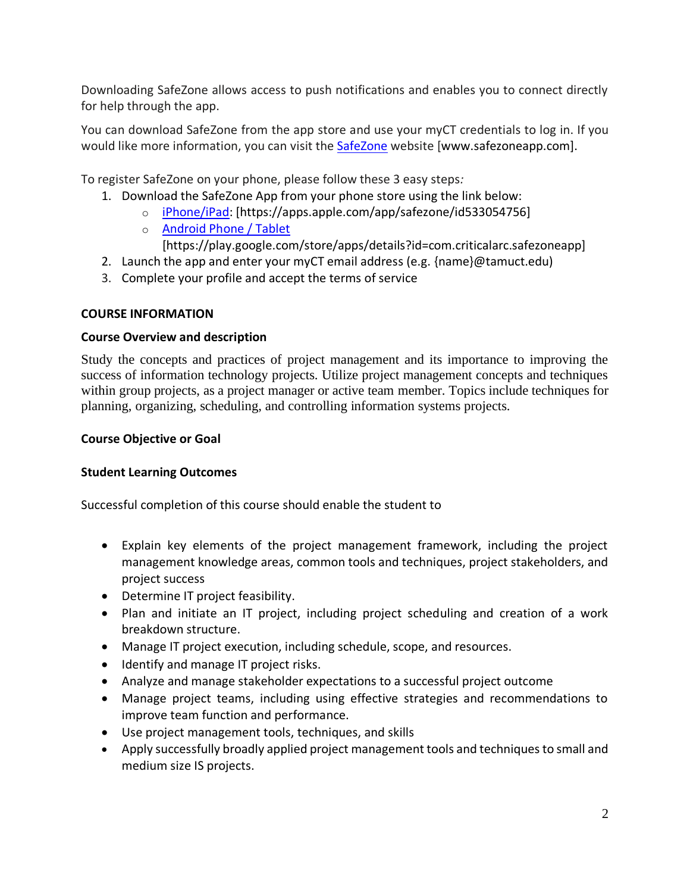Downloading SafeZone allows access to push notifications and enables you to connect directly for help through the app.

You can download SafeZone from the app store and use your myCT credentials to log in. If you would like more information, you can visit the [SafeZone](www.safezoneapp.com) website [www.safezoneapp.com].

To register SafeZone on your phone, please follow these 3 easy steps*:*

1. Download the SafeZone App from your phone store using the link below:
   - [iPhone/iPad](https://apps.apple.com/app/safezone/id533054756): [https://apps.apple.com/app/safezone/id533054756]
   - [Android Phone / Tablet](https://play.google.com/store/apps/details?id=com.criticalarc.safezoneapp) [https://play.google.com/store/apps/details?id=com.criticalarc.safezoneapp]
2. Launch the app and enter your myCT email address (e.g. {name}@tamuct.edu)
3. Complete your profile and accept the terms of service

**COURSE INFORMATION**

**Course Overview and description**

Study the concepts and practices of project management and its importance to improving the success of information technology projects. Utilize project management concepts and techniques within group projects, as a project manager or active team member. Topics include techniques for planning, organizing, scheduling, and controlling information systems projects.

**Course Objective or Goal**

**Student Learning Outcomes**

Successful completion of this course should enable the student to

- Explain key elements of the project management framework, including the project management knowledge areas, common tools and techniques, project stakeholders, and project success
- Determine IT project feasibility.
- Plan and initiate an IT project, including project scheduling and creation of a work breakdown structure.
- Manage IT project execution, including schedule, scope, and resources.
- Identify and manage IT project risks.
- Analyze and manage stakeholder expectations to a successful project outcome
- Manage project teams, including using effective strategies and recommendations to improve team function and performance.
- Use project management tools, techniques, and skills
- Apply successfully broadly applied project management tools and techniques to small and medium size IS projects.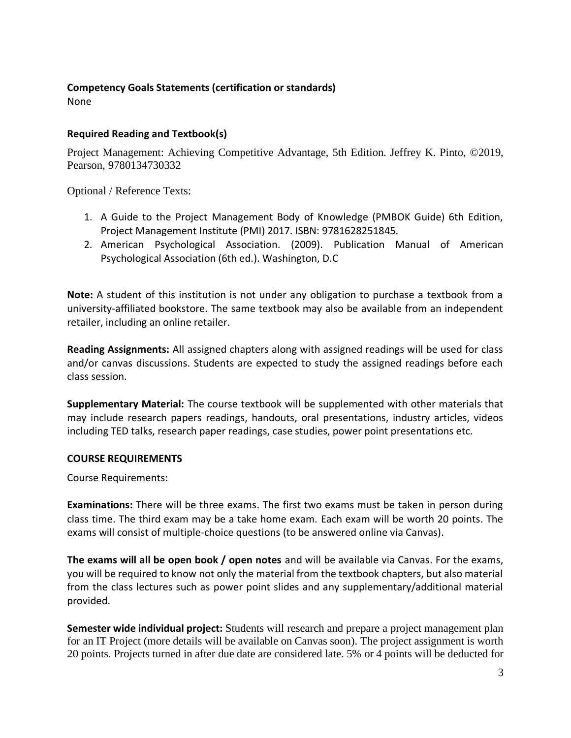**Competency Goals Statements (certification or standards)**

None

**Required Reading and Textbook(s)**

Project Management: Achieving Competitive Advantage, 5th Edition. Jeffrey K. Pinto, ©2019, Pearson, 9780134730332

Optional / Reference Texts:

1. A Guide to the Project Management Body of Knowledge (PMBOK Guide) 6th Edition, Project Management Institute (PMI) 2017. ISBN: 9781628251845.
2. American Psychological Association. (2009). Publication Manual of American Psychological Association (6th ed.). Washington, D.C

**Note:** A student of this institution is not under any obligation to purchase a textbook from a university-affiliated bookstore. The same textbook may also be available from an independent retailer, including an online retailer.

**Reading Assignments:** All assigned chapters along with assigned readings will be used for class and/or canvas discussions. Students are expected to study the assigned readings before each class session.

**Supplementary Material:** The course textbook will be supplemented with other materials that may include research papers readings, handouts, oral presentations, industry articles, videos including TED talks, research paper readings, case studies, power point presentations etc.

**COURSE REQUIREMENTS**

Course Requirements:

**Examinations:** There will be three exams. The first two exams must be taken in person during class time. The third exam may be a take home exam. Each exam will be worth 20 points. The exams will consist of multiple-choice questions (to be answered online via Canvas).

**The exams will all be open book / open notes** and will be available via Canvas. For the exams, you will be required to know not only the material from the textbook chapters, but also material from the class lectures such as power point slides and any supplementary/additional material provided.

**Semester wide individual project:** Students will research and prepare a project management plan for an IT Project (more details will be available on Canvas soon). The project assignment is worth 20 points. Projects turned in after due date are considered late. 5% or 4 points will be deducted for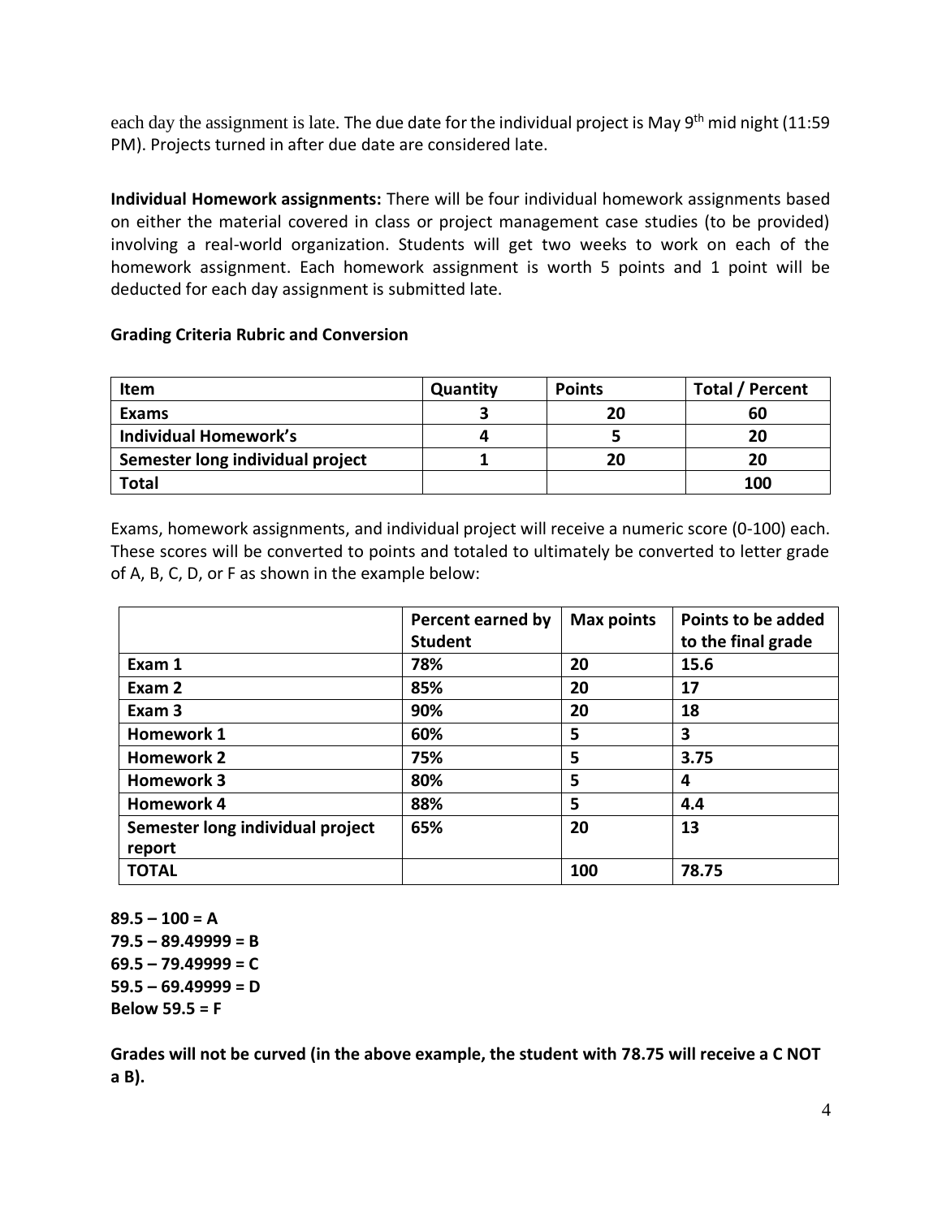each day the assignment is late. The due date for the individual project is May 9th mid night (11:59 PM). Projects turned in after due date are considered late.

**Individual Homework assignments:** There will be four individual homework assignments based on either the material covered in class or project management case studies (to be provided) involving a real-world organization. Students will get two weeks to work on each of the homework assignment. Each homework assignment is worth 5 points and 1 point will be deducted for each day assignment is submitted late.

**Grading Criteria Rubric and Conversion**

| Item | Quantity | Points | Total / Percent |
|---|---|---|---|
| **Exams** | **3** | **20** | **60** |
| **Individual Homework's** | **4** | **5** | **20** |
| **Semester long individual project** | **1** | **20** | **20** |
| **Total** | | | **100** |

Exams, homework assignments, and individual project will receive a numeric score (0-100) each. These scores will be converted to points and totaled to ultimately be converted to letter grade of A, B, C, D, or F as shown in the example below:

| | Percent earned by Student | Max points | Points to be added to the final grade |
|---|---|---|---|
| **Exam 1** | **78%** | **20** | **15.6** |
| **Exam 2** | **85%** | **20** | **17** |
| **Exam 3** | **90%** | **20** | **18** |
| **Homework 1** | **60%** | **5** | **3** |
| **Homework 2** | **75%** | **5** | **3.75** |
| **Homework 3** | **80%** | **5** | **4** |
| **Homework 4** | **88%** | **5** | **4.4** |
| **Semester long individual project report** | **65%** | **20** | **13** |
| **TOTAL** | | **100** | **78.75** |

**89.5 – 100 = A**
**79.5 – 89.49999 = B**
**69.5 – 79.49999 = C**
**59.5 – 69.49999 = D**
**Below 59.5 = F**

**Grades will not be curved (in the above example, the student with 78.75 will receive a C NOT a B).**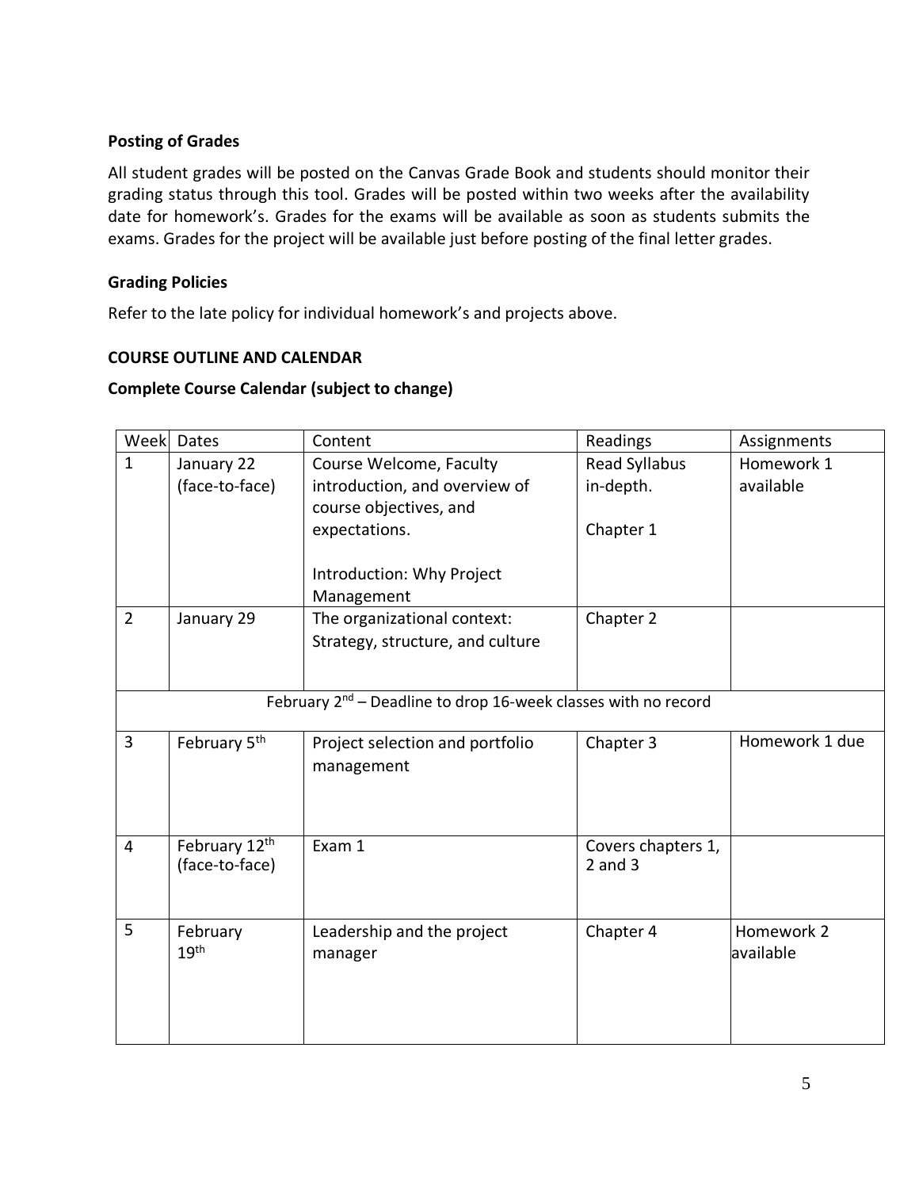### Posting of Grades

All student grades will be posted on the Canvas Grade Book and students should monitor their grading status through this tool. Grades will be posted within two weeks after the availability date for homework's. Grades for the exams will be available as soon as students submits the exams. Grades for the project will be available just before posting of the final letter grades.

### Grading Policies

Refer to the late policy for individual homework's and projects above.

### COURSE OUTLINE AND CALENDAR

### Complete Course Calendar (subject to change)

| Week | Dates | Content | Readings | Assignments |
|---|---|---|---|---|
| 1 | January 22 (face-to-face) | Course Welcome, Faculty introduction, and overview of course objectives, and expectations.<br><br>Introduction: Why Project Management | Read Syllabus in-depth.<br><br>Chapter 1 | Homework 1 available |
| 2 | January 29 | The organizational context: Strategy, structure, and culture | Chapter 2 | |
| | | February 2nd – Deadline to drop 16-week classes with no record | | |
| 3 | February 5th | Project selection and portfolio management | Chapter 3 | Homework 1 due |
| 4 | February 12th (face-to-face) | Exam 1 | Covers chapters 1, 2 and 3 | |
| 5 | February 19th | Leadership and the project manager | Chapter 4 | Homework 2 available |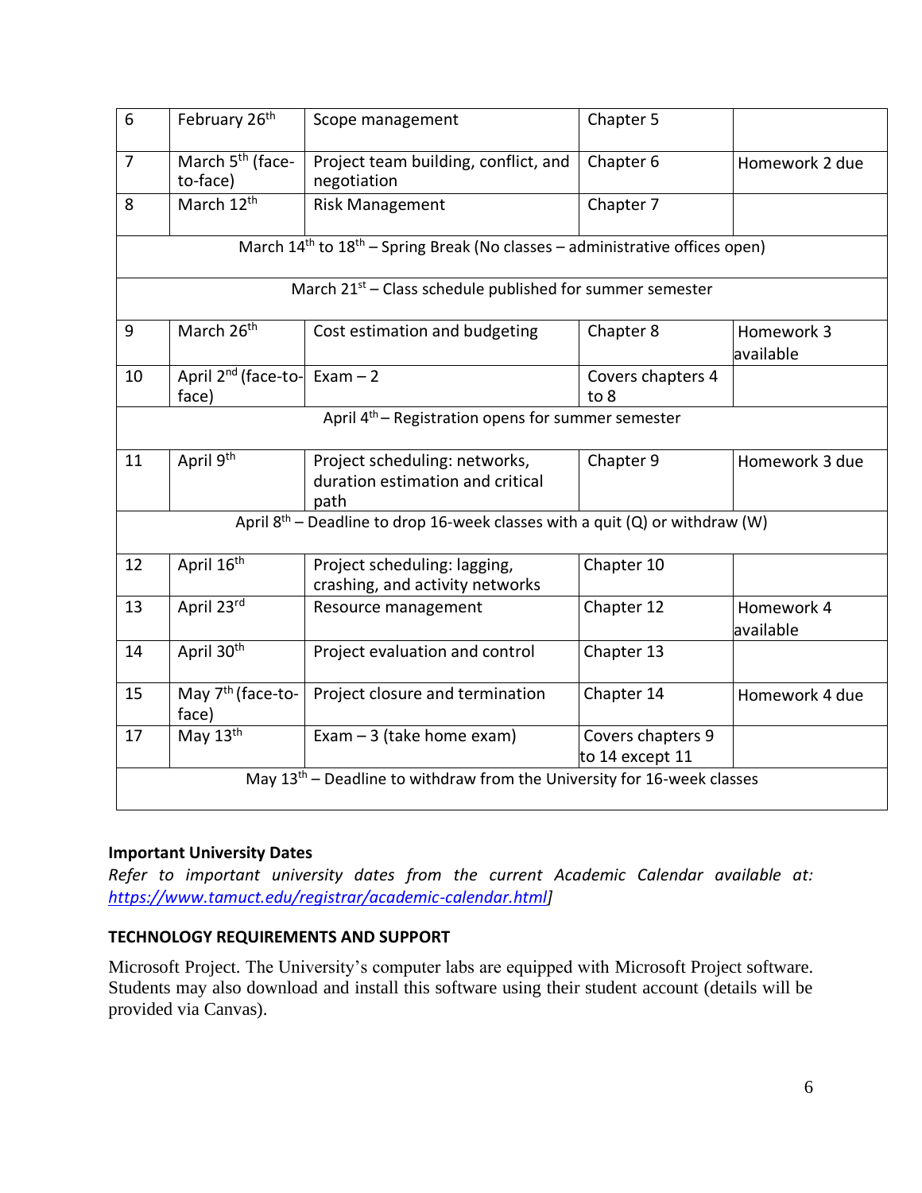| | | | | |
|---|---|---|---|---|
| 6 | February 26th | Scope management | Chapter 5 | |
| 7 | March 5th (face-to-face) | Project team building, conflict, and negotiation | Chapter 6 | Homework 2 due |
| 8 | March 12th | Risk Management | Chapter 7 | |
| March 14th to 18th – Spring Break (No classes – administrative offices open) | | | | |
| March 21st – Class schedule published for summer semester | | | | |
| 9 | March 26th | Cost estimation and budgeting | Chapter 8 | Homework 3 available |
| 10 | April 2nd (face-to-face) | Exam – 2 | Covers chapters 4 to 8 | |
| April 4th – Registration opens for summer semester | | | | |
| 11 | April 9th | Project scheduling: networks, duration estimation and critical path | Chapter 9 | Homework 3 due |
| April 8th – Deadline to drop 16-week classes with a quit (Q) or withdraw (W) | | | | |
| 12 | April 16th | Project scheduling: lagging, crashing, and activity networks | Chapter 10 | |
| 13 | April 23rd | Resource management | Chapter 12 | Homework 4 available |
| 14 | April 30th | Project evaluation and control | Chapter 13 | |
| 15 | May 7th (face-to-face) | Project closure and termination | Chapter 14 | Homework 4 due |
| 17 | May 13th | Exam – 3 (take home exam) | Covers chapters 9 to 14 except 11 | |
| May 13th – Deadline to withdraw from the University for 16-week classes | | | | |

**Important University Dates**

*Refer to important university dates from the current Academic Calendar available at: https://www.tamuct.edu/registrar/academic-calendar.html]*

**TECHNOLOGY REQUIREMENTS AND SUPPORT**

Microsoft Project. The University's computer labs are equipped with Microsoft Project software. Students may also download and install this software using their student account (details will be provided via Canvas).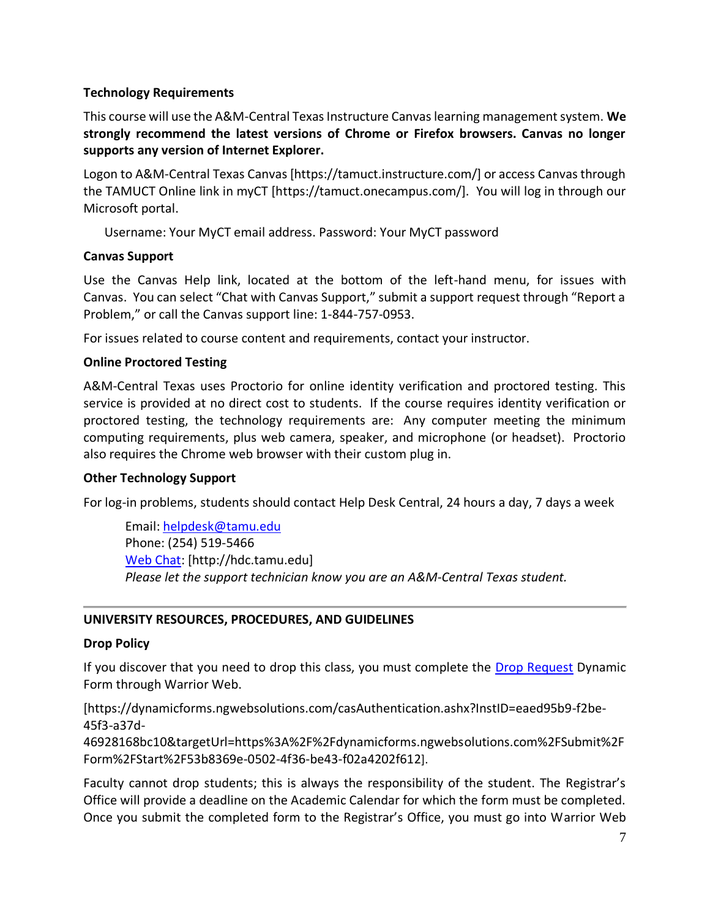**Technology Requirements**

This course will use the A&M-Central Texas Instructure Canvas learning management system. **We strongly recommend the latest versions of Chrome or Firefox browsers. Canvas no longer supports any version of Internet Explorer.**

Logon to A&M-Central Texas Canvas [https://tamuct.instructure.com/] or access Canvas through the TAMUCT Online link in myCT [https://tamuct.onecampus.com/]. You will log in through our Microsoft portal.

Username: Your MyCT email address. Password: Your MyCT password

**Canvas Support**

Use the Canvas Help link, located at the bottom of the left-hand menu, for issues with Canvas. You can select "Chat with Canvas Support," submit a support request through "Report a Problem," or call the Canvas support line: 1-844-757-0953.

For issues related to course content and requirements, contact your instructor.

**Online Proctored Testing**

A&M-Central Texas uses Proctorio for online identity verification and proctored testing. This service is provided at no direct cost to students. If the course requires identity verification or proctored testing, the technology requirements are: Any computer meeting the minimum computing requirements, plus web camera, speaker, and microphone (or headset). Proctorio also requires the Chrome web browser with their custom plug in.

**Other Technology Support**

For log-in problems, students should contact Help Desk Central, 24 hours a day, 7 days a week

Email: helpdesk@tamu.edu
Phone: (254) 519-5466
Web Chat: [http://hdc.tamu.edu]
*Please let the support technician know you are an A&M-Central Texas student.*

---

**UNIVERSITY RESOURCES, PROCEDURES, AND GUIDELINES**

**Drop Policy**

If you discover that you need to drop this class, you must complete the Drop Request Dynamic Form through Warrior Web.

[https://dynamicforms.ngwebsolutions.com/casAuthentication.ashx?InstID=eaed95b9-f2be-45f3-a37d-46928168bc10&targetUrl=https%3A%2F%2Fdynamicforms.ngwebsolutions.com%2FSubmit%2FForm%2FStart%2F53b8369e-0502-4f36-be43-f02a4202f612].

Faculty cannot drop students; this is always the responsibility of the student. The Registrar's Office will provide a deadline on the Academic Calendar for which the form must be completed. Once you submit the completed form to the Registrar's Office, you must go into Warrior Web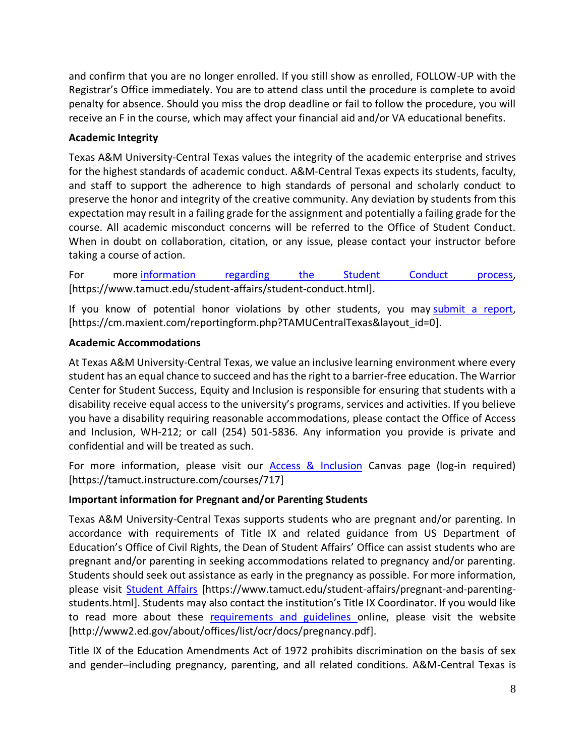and confirm that you are no longer enrolled. If you still show as enrolled, FOLLOW-UP with the Registrar's Office immediately. You are to attend class until the procedure is complete to avoid penalty for absence. Should you miss the drop deadline or fail to follow the procedure, you will receive an F in the course, which may affect your financial aid and/or VA educational benefits.

**Academic Integrity**

Texas A&M University-Central Texas values the integrity of the academic enterprise and strives for the highest standards of academic conduct. A&M-Central Texas expects its students, faculty, and staff to support the adherence to high standards of personal and scholarly conduct to preserve the honor and integrity of the creative community. Any deviation by students from this expectation may result in a failing grade for the assignment and potentially a failing grade for the course. All academic misconduct concerns will be referred to the Office of Student Conduct. When in doubt on collaboration, citation, or any issue, please contact your instructor before taking a course of action.

For more [information regarding the Student Conduct process](https://www.tamuct.edu/student-affairs/student-conduct.html), [https://www.tamuct.edu/student-affairs/student-conduct.html].

If you know of potential honor violations by other students, you may [submit a report](https://cm.maxient.com/reportingform.php?TAMUCentralTexas&layout_id=0), [https://cm.maxient.com/reportingform.php?TAMUCentralTexas&layout_id=0].

**Academic Accommodations**

At Texas A&M University-Central Texas, we value an inclusive learning environment where every student has an equal chance to succeed and has the right to a barrier-free education. The Warrior Center for Student Success, Equity and Inclusion is responsible for ensuring that students with a disability receive equal access to the university's programs, services and activities. If you believe you have a disability requiring reasonable accommodations, please contact the Office of Access and Inclusion, WH-212; or call (254) 501-5836. Any information you provide is private and confidential and will be treated as such.

For more information, please visit our [Access & Inclusion](https://tamuct.instructure.com/courses/717) Canvas page (log-in required) [https://tamuct.instructure.com/courses/717]

**Important information for Pregnant and/or Parenting Students**

Texas A&M University-Central Texas supports students who are pregnant and/or parenting. In accordance with requirements of Title IX and related guidance from US Department of Education's Office of Civil Rights, the Dean of Student Affairs' Office can assist students who are pregnant and/or parenting in seeking accommodations related to pregnancy and/or parenting. Students should seek out assistance as early in the pregnancy as possible. For more information, please visit [Student Affairs](https://www.tamuct.edu/student-affairs/pregnant-and-parenting-students.html) [https://www.tamuct.edu/student-affairs/pregnant-and-parenting-students.html]. Students may also contact the institution's Title IX Coordinator. If you would like to read more about these [requirements and guidelines](http://www2.ed.gov/about/offices/list/ocr/docs/pregnancy.pdf) online, please visit the website [http://www2.ed.gov/about/offices/list/ocr/docs/pregnancy.pdf].

Title IX of the Education Amendments Act of 1972 prohibits discrimination on the basis of sex and gender–including pregnancy, parenting, and all related conditions. A&M-Central Texas is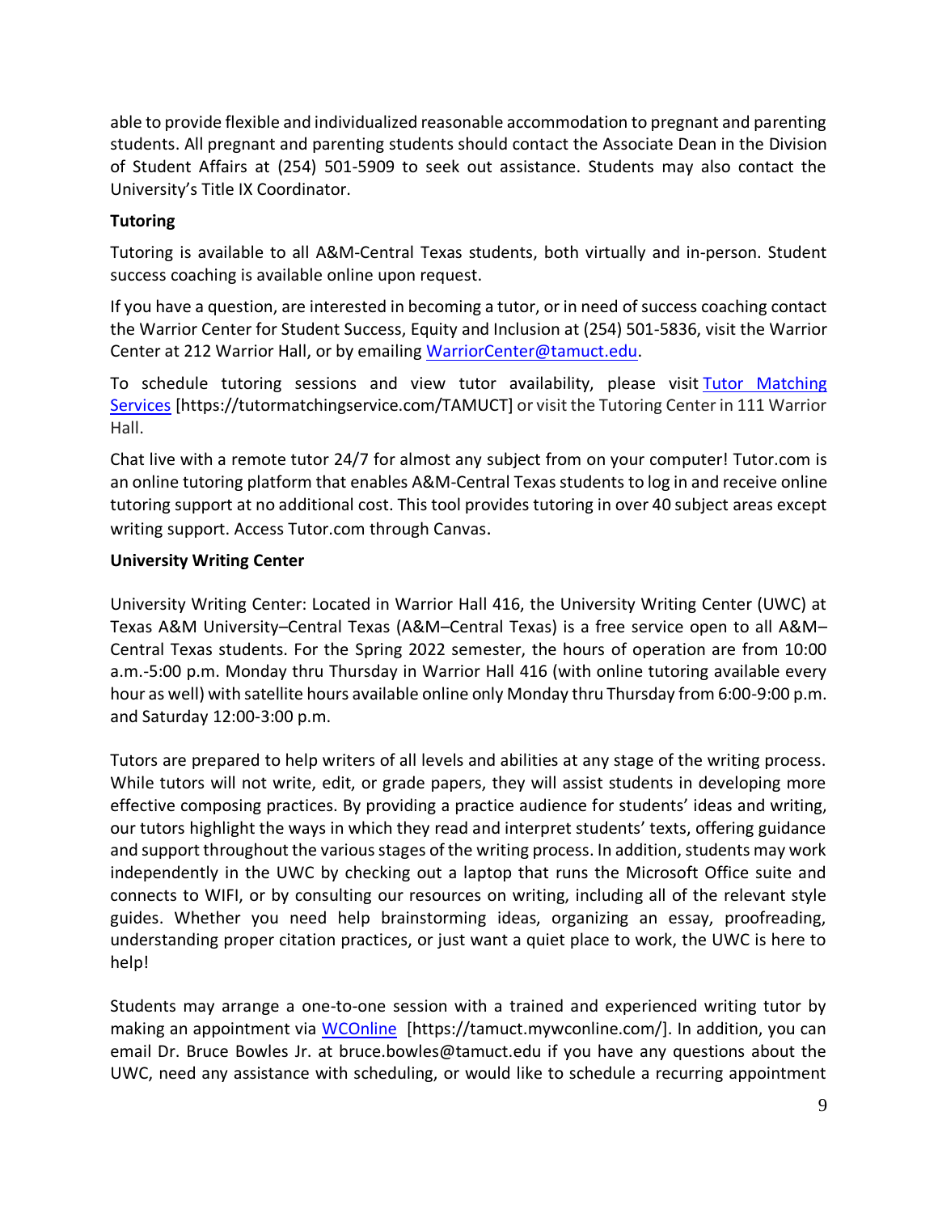able to provide flexible and individualized reasonable accommodation to pregnant and parenting students. All pregnant and parenting students should contact the Associate Dean in the Division of Student Affairs at (254) 501-5909 to seek out assistance. Students may also contact the University's Title IX Coordinator.

**Tutoring**

Tutoring is available to all A&M-Central Texas students, both virtually and in-person. Student success coaching is available online upon request.

If you have a question, are interested in becoming a tutor, or in need of success coaching contact the Warrior Center for Student Success, Equity and Inclusion at (254) 501-5836, visit the Warrior Center at 212 Warrior Hall, or by emailing WarriorCenter@tamuct.edu.

To schedule tutoring sessions and view tutor availability, please visit Tutor Matching Services [https://tutormatchingservice.com/TAMUCT] or visit the Tutoring Center in 111 Warrior Hall.

Chat live with a remote tutor 24/7 for almost any subject from on your computer! Tutor.com is an online tutoring platform that enables A&M-Central Texas students to log in and receive online tutoring support at no additional cost. This tool provides tutoring in over 40 subject areas except writing support. Access Tutor.com through Canvas.

**University Writing Center**

University Writing Center: Located in Warrior Hall 416, the University Writing Center (UWC) at Texas A&M University–Central Texas (A&M–Central Texas) is a free service open to all A&M–Central Texas students. For the Spring 2022 semester, the hours of operation are from 10:00 a.m.-5:00 p.m. Monday thru Thursday in Warrior Hall 416 (with online tutoring available every hour as well) with satellite hours available online only Monday thru Thursday from 6:00-9:00 p.m. and Saturday 12:00-3:00 p.m.

Tutors are prepared to help writers of all levels and abilities at any stage of the writing process. While tutors will not write, edit, or grade papers, they will assist students in developing more effective composing practices. By providing a practice audience for students' ideas and writing, our tutors highlight the ways in which they read and interpret students' texts, offering guidance and support throughout the various stages of the writing process. In addition, students may work independently in the UWC by checking out a laptop that runs the Microsoft Office suite and connects to WIFI, or by consulting our resources on writing, including all of the relevant style guides. Whether you need help brainstorming ideas, organizing an essay, proofreading, understanding proper citation practices, or just want a quiet place to work, the UWC is here to help!

Students may arrange a one-to-one session with a trained and experienced writing tutor by making an appointment via WCOnline [https://tamuct.mywconline.com/]. In addition, you can email Dr. Bruce Bowles Jr. at bruce.bowles@tamuct.edu if you have any questions about the UWC, need any assistance with scheduling, or would like to schedule a recurring appointment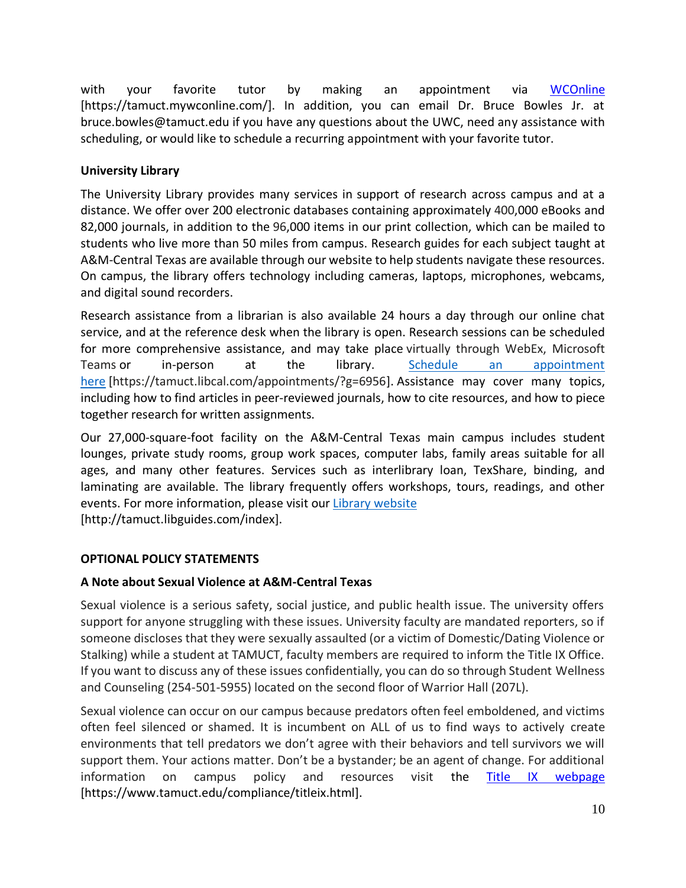with your favorite tutor by making an appointment via [WCOnline](https://tamuct.mywconline.com/) [https://tamuct.mywconline.com/]. In addition, you can email Dr. Bruce Bowles Jr. at bruce.bowles@tamuct.edu if you have any questions about the UWC, need any assistance with scheduling, or would like to schedule a recurring appointment with your favorite tutor.

**University Library**

The University Library provides many services in support of research across campus and at a distance. We offer over 200 electronic databases containing approximately 400,000 eBooks and 82,000 journals, in addition to the 96,000 items in our print collection, which can be mailed to students who live more than 50 miles from campus. Research guides for each subject taught at A&M-Central Texas are available through our website to help students navigate these resources. On campus, the library offers technology including cameras, laptops, microphones, webcams, and digital sound recorders.

Research assistance from a librarian is also available 24 hours a day through our online chat service, and at the reference desk when the library is open. Research sessions can be scheduled for more comprehensive assistance, and may take place virtually through WebEx, Microsoft Teams or in-person at the library. [Schedule an appointment here](https://tamuct.libcal.com/appointments/?g=6956) [https://tamuct.libcal.com/appointments/?g=6956]. Assistance may cover many topics, including how to find articles in peer-reviewed journals, how to cite resources, and how to piece together research for written assignments.

Our 27,000-square-foot facility on the A&M-Central Texas main campus includes student lounges, private study rooms, group work spaces, computer labs, family areas suitable for all ages, and many other features. Services such as interlibrary loan, TexShare, binding, and laminating are available. The library frequently offers workshops, tours, readings, and other events. For more information, please visit our [Library website](http://tamuct.libguides.com/index)
[http://tamuct.libguides.com/index].

## OPTIONAL POLICY STATEMENTS

**A Note about Sexual Violence at A&M-Central Texas**

Sexual violence is a serious safety, social justice, and public health issue. The university offers support for anyone struggling with these issues. University faculty are mandated reporters, so if someone discloses that they were sexually assaulted (or a victim of Domestic/Dating Violence or Stalking) while a student at TAMUCT, faculty members are required to inform the Title IX Office. If you want to discuss any of these issues confidentially, you can do so through Student Wellness and Counseling (254-501-5955) located on the second floor of Warrior Hall (207L).

Sexual violence can occur on our campus because predators often feel emboldened, and victims often feel silenced or shamed. It is incumbent on ALL of us to find ways to actively create environments that tell predators we don't agree with their behaviors and tell survivors we will support them. Your actions matter. Don't be a bystander; be an agent of change. For additional information on campus policy and resources visit the [Title IX webpage](https://www.tamuct.edu/compliance/titleix.html) [https://www.tamuct.edu/compliance/titleix.html].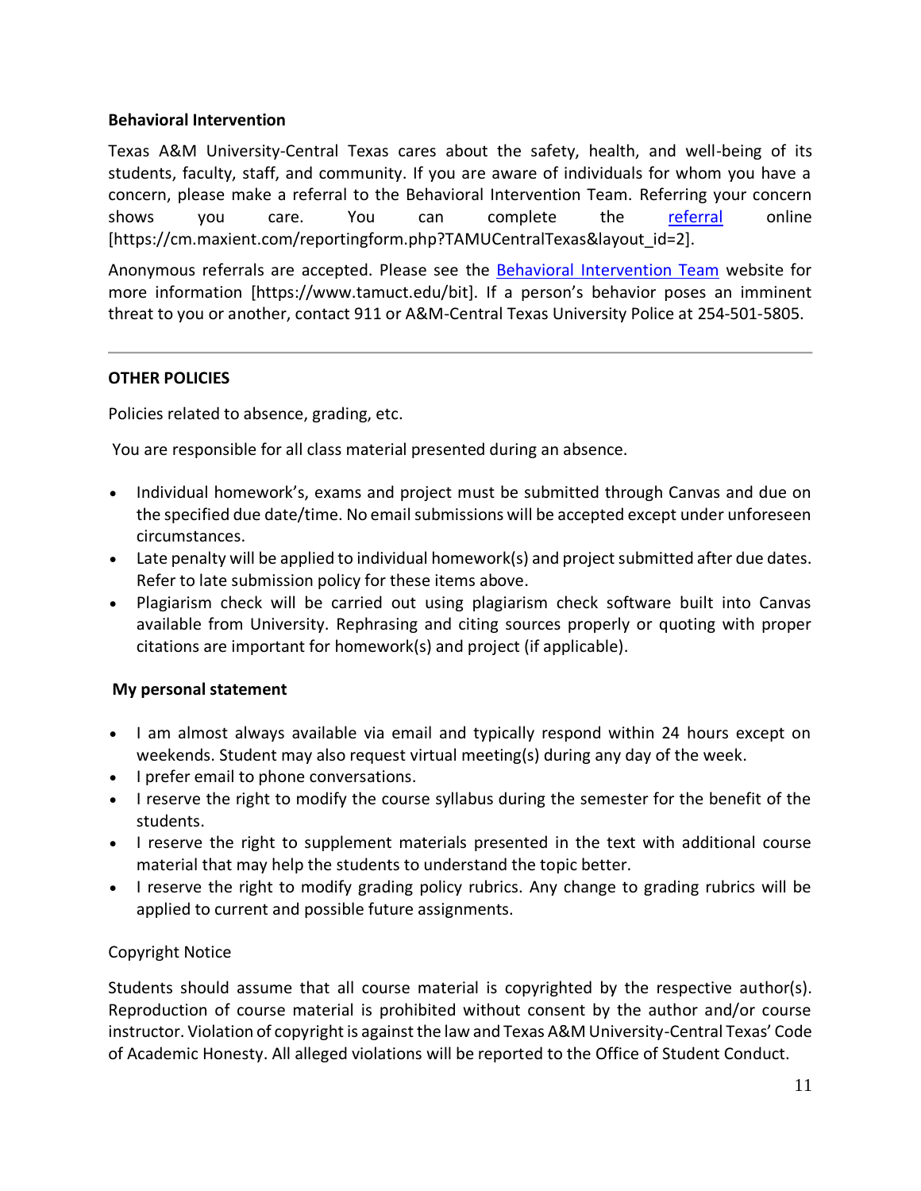**Behavioral Intervention**

Texas A&M University-Central Texas cares about the safety, health, and well-being of its students, faculty, staff, and community. If you are aware of individuals for whom you have a concern, please make a referral to the Behavioral Intervention Team. Referring your concern shows you care. You can complete the referral online [https://cm.maxient.com/reportingform.php?TAMUCentralTexas&layout_id=2].

Anonymous referrals are accepted. Please see the Behavioral Intervention Team website for more information [https://www.tamuct.edu/bit]. If a person's behavior poses an imminent threat to you or another, contact 911 or A&M-Central Texas University Police at 254-501-5805.

---

**OTHER POLICIES**

Policies related to absence, grading, etc.

You are responsible for all class material presented during an absence.

- Individual homework's, exams and project must be submitted through Canvas and due on the specified due date/time. No email submissions will be accepted except under unforeseen circumstances.
- Late penalty will be applied to individual homework(s) and project submitted after due dates. Refer to late submission policy for these items above.
- Plagiarism check will be carried out using plagiarism check software built into Canvas available from University. Rephrasing and citing sources properly or quoting with proper citations are important for homework(s) and project (if applicable).

**My personal statement**

- I am almost always available via email and typically respond within 24 hours except on weekends. Student may also request virtual meeting(s) during any day of the week.
- I prefer email to phone conversations.
- I reserve the right to modify the course syllabus during the semester for the benefit of the students.
- I reserve the right to supplement materials presented in the text with additional course material that may help the students to understand the topic better.
- I reserve the right to modify grading policy rubrics. Any change to grading rubrics will be applied to current and possible future assignments.

Copyright Notice

Students should assume that all course material is copyrighted by the respective author(s). Reproduction of course material is prohibited without consent by the author and/or course instructor. Violation of copyright is against the law and Texas A&M University-Central Texas' Code of Academic Honesty. All alleged violations will be reported to the Office of Student Conduct.